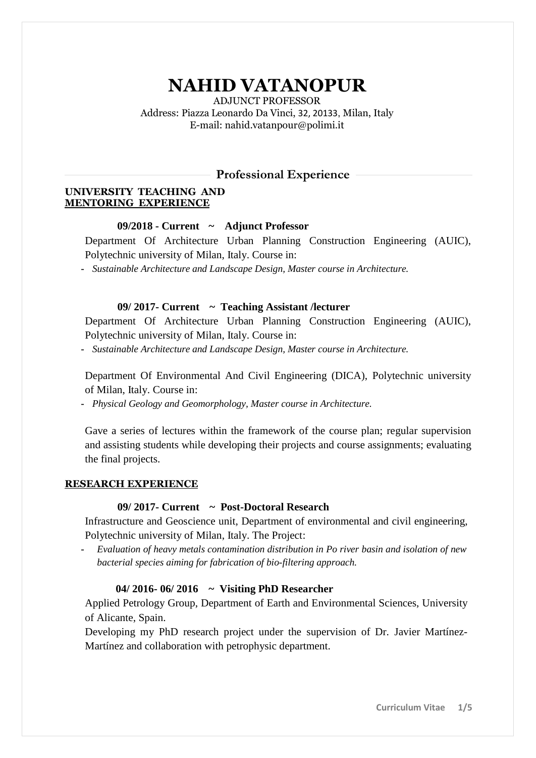# NAHID VATANOPUR

ADJUNCT PROFESSOR
Address: Piazza Leonardo Da Vinci, 32, 20133, Milan, Italy
E-mail: nahid.vatanpour@polimi.it

## Professional Experience

### UNIVERSITY TEACHING AND MENTORING EXPERIENCE

**09/2018 - Current ~ Adjunct Professor**

Department Of Architecture Urban Planning Construction Engineering (AUIC), Polytechnic university of Milan, Italy. Course in:

- *Sustainable Architecture and Landscape Design, Master course in Architecture.*

**09/ 2017- Current ~ Teaching Assistant /lecturer**

Department Of Architecture Urban Planning Construction Engineering (AUIC), Polytechnic university of Milan, Italy. Course in:

- *Sustainable Architecture and Landscape Design, Master course in Architecture.*

Department Of Environmental And Civil Engineering (DICA), Polytechnic university of Milan, Italy. Course in:

- *Physical Geology and Geomorphology, Master course in Architecture.*

Gave a series of lectures within the framework of the course plan; regular supervision and assisting students while developing their projects and course assignments; evaluating the final projects.

### RESEARCH EXPERIENCE

**09/ 2017- Current ~ Post-Doctoral Research**

Infrastructure and Geoscience unit, Department of environmental and civil engineering, Polytechnic university of Milan, Italy. The Project:

- *Evaluation of heavy metals contamination distribution in Po river basin and isolation of new bacterial species aiming for fabrication of bio-filtering approach.*

**04/ 2016- 06/ 2016 ~ Visiting PhD Researcher**

Applied Petrology Group, Department of Earth and Environmental Sciences, University of Alicante, Spain.

Developing my PhD research project under the supervision of Dr. Javier Martínez-Martínez and collaboration with petrophysic department.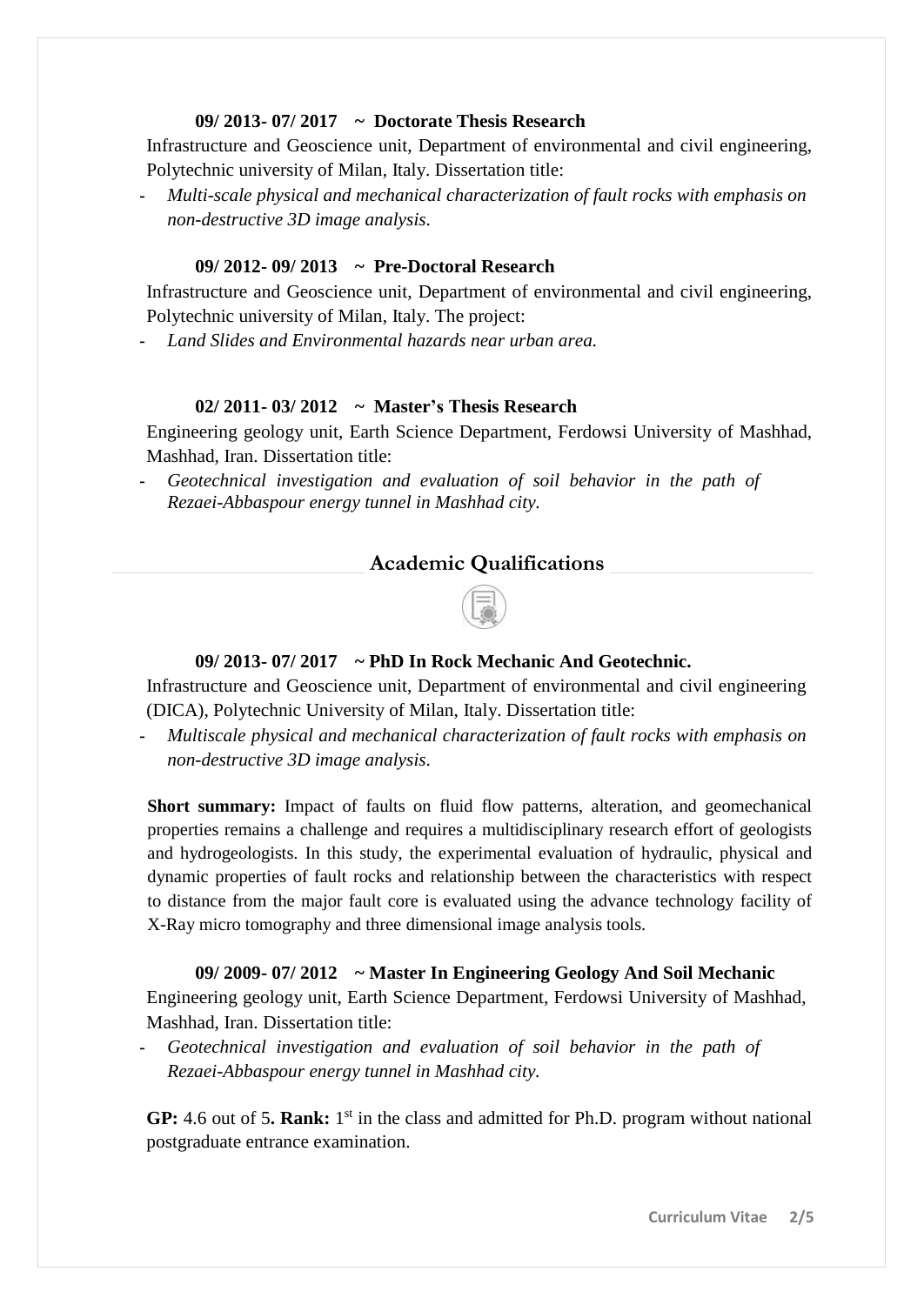**09/ 2013- 07/ 2017 ~ Doctorate Thesis Research**

Infrastructure and Geoscience unit, Department of environmental and civil engineering, Polytechnic university of Milan, Italy. Dissertation title:

- *Multi-scale physical and mechanical characterization of fault rocks with emphasis on non-destructive 3D image analysis.*

**09/ 2012- 09/ 2013 ~ Pre-Doctoral Research**

Infrastructure and Geoscience unit, Department of environmental and civil engineering, Polytechnic university of Milan, Italy. The project:

- *Land Slides and Environmental hazards near urban area.*

**02/ 2011- 03/ 2012 ~ Master's Thesis Research**

Engineering geology unit, Earth Science Department, Ferdowsi University of Mashhad, Mashhad, Iran. Dissertation title:

- *Geotechnical investigation and evaluation of soil behavior in the path of Rezaei-Abbaspour energy tunnel in Mashhad city.*

## Academic Qualifications

**09/ 2013- 07/ 2017 ~ PhD In Rock Mechanic And Geotechnic.**

Infrastructure and Geoscience unit, Department of environmental and civil engineering (DICA), Polytechnic University of Milan, Italy. Dissertation title:

- *Multiscale physical and mechanical characterization of fault rocks with emphasis on non-destructive 3D image analysis.*

**Short summary:** Impact of faults on fluid flow patterns, alteration, and geomechanical properties remains a challenge and requires a multidisciplinary research effort of geologists and hydrogeologists. In this study, the experimental evaluation of hydraulic, physical and dynamic properties of fault rocks and relationship between the characteristics with respect to distance from the major fault core is evaluated using the advance technology facility of X-Ray micro tomography and three dimensional image analysis tools.

**09/ 2009- 07/ 2012 ~ Master In Engineering Geology And Soil Mechanic**

Engineering geology unit, Earth Science Department, Ferdowsi University of Mashhad, Mashhad, Iran. Dissertation title:

- *Geotechnical investigation and evaluation of soil behavior in the path of Rezaei-Abbaspour energy tunnel in Mashhad city.*

**GP:** 4.6 out of 5**. Rank:** 1st in the class and admitted for Ph.D. program without national postgraduate entrance examination.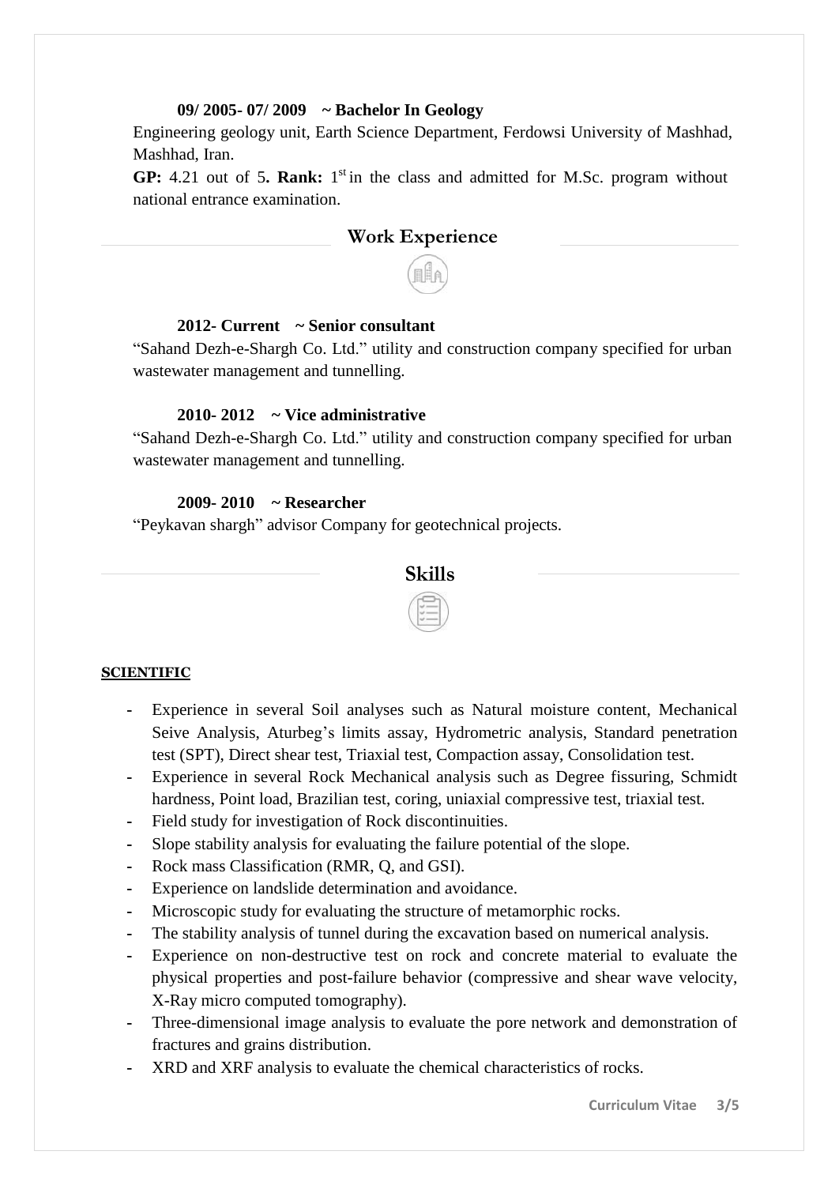**09/ 2005- 07/ 2009 ~ Bachelor In Geology**

Engineering geology unit, Earth Science Department, Ferdowsi University of Mashhad, Mashhad, Iran.

**GP:** 4.21 out of 5**. Rank:** 1st in the class and admitted for M.Sc. program without national entrance examination.

## Work Experience

**2012- Current ~ Senior consultant**

"Sahand Dezh-e-Shargh Co. Ltd." utility and construction company specified for urban wastewater management and tunnelling.

**2010- 2012 ~ Vice administrative**

"Sahand Dezh-e-Shargh Co. Ltd." utility and construction company specified for urban wastewater management and tunnelling.

**2009- 2010 ~ Researcher**

"Peykavan shargh" advisor Company for geotechnical projects.

## Skills

**SCIENTIFIC**

- Experience in several Soil analyses such as Natural moisture content, Mechanical Seive Analysis, Aturbeg's limits assay, Hydrometric analysis, Standard penetration test (SPT), Direct shear test, Triaxial test, Compaction assay, Consolidation test.
- Experience in several Rock Mechanical analysis such as Degree fissuring, Schmidt hardness, Point load, Brazilian test, coring, uniaxial compressive test, triaxial test.
- Field study for investigation of Rock discontinuities.
- Slope stability analysis for evaluating the failure potential of the slope.
- Rock mass Classification (RMR, Q, and GSI).
- Experience on landslide determination and avoidance.
- Microscopic study for evaluating the structure of metamorphic rocks.
- The stability analysis of tunnel during the excavation based on numerical analysis.
- Experience on non-destructive test on rock and concrete material to evaluate the physical properties and post-failure behavior (compressive and shear wave velocity, X-Ray micro computed tomography).
- Three-dimensional image analysis to evaluate the pore network and demonstration of fractures and grains distribution.
- XRD and XRF analysis to evaluate the chemical characteristics of rocks.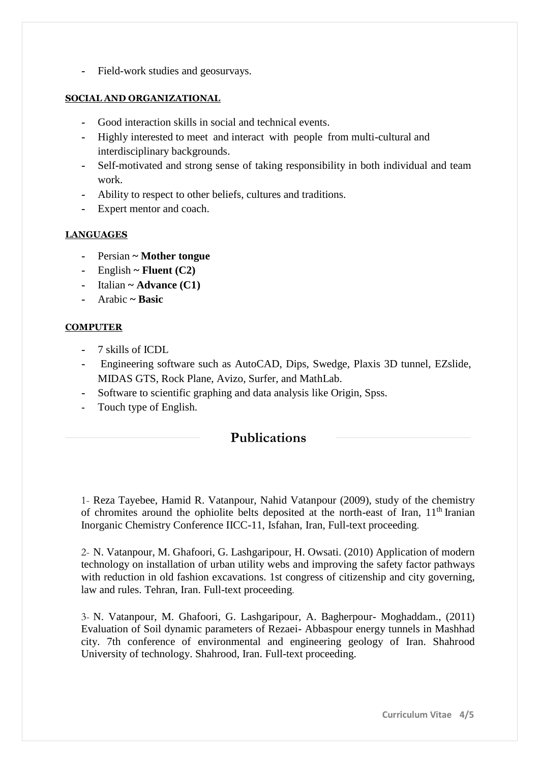- Field-work studies and geosurvays.

### SOCIAL AND ORGANIZATIONAL

- Good interaction skills in social and technical events.
- Highly interested to meet and interact with people from multi-cultural and interdisciplinary backgrounds.
- Self-motivated and strong sense of taking responsibility in both individual and team work.
- Ability to respect to other beliefs, cultures and traditions.
- Expert mentor and coach.

### LANGUAGES

- Persian **~ Mother tongue**
- English **~ Fluent (C2)**
- Italian **~ Advance (C1)**
- Arabic **~ Basic**

### COMPUTER

- 7 skills of ICDL
- Engineering software such as AutoCAD, Dips, Swedge, Plaxis 3D tunnel, EZslide, MIDAS GTS, Rock Plane, Avizo, Surfer, and MathLab.
- Software to scientific graphing and data analysis like Origin, Spss.
- Touch type of English.

## Publications

1- Reza Tayebee, Hamid R. Vatanpour, Nahid Vatanpour (2009), study of the chemistry of chromites around the ophiolite belts deposited at the north-east of Iran, 11th Iranian Inorganic Chemistry Conference IICC-11, Isfahan, Iran, Full-text proceeding.

2- N. Vatanpour, M. Ghafoori, G. Lashgaripour, H. Owsati. (2010) Application of modern technology on installation of urban utility webs and improving the safety factor pathways with reduction in old fashion excavations. 1st congress of citizenship and city governing, law and rules. Tehran, Iran. Full-text proceeding.

3- N. Vatanpour, M. Ghafoori, G. Lashgaripour, A. Bagherpour- Moghaddam., (2011) Evaluation of Soil dynamic parameters of Rezaei- Abbaspour energy tunnels in Mashhad city. 7th conference of environmental and engineering geology of Iran. Shahrood University of technology. Shahrood, Iran. Full-text proceeding.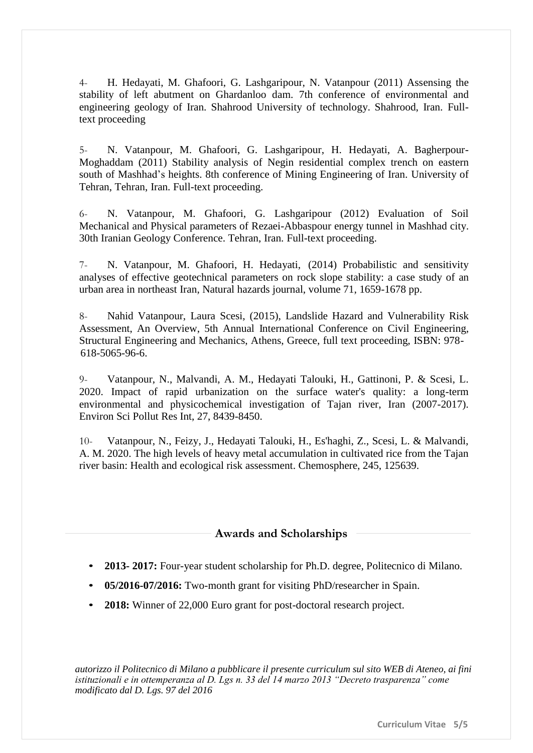4- H. Hedayati, M. Ghafoori, G. Lashgaripour, N. Vatanpour (2011) Assensing the stability of left abutment on Ghardanloo dam. 7th conference of environmental and engineering geology of Iran. Shahrood University of technology. Shahrood, Iran. Full-text proceeding

5- N. Vatanpour, M. Ghafoori, G. Lashgaripour, H. Hedayati, A. Bagherpour-Moghaddam (2011) Stability analysis of Negin residential complex trench on eastern south of Mashhad's heights. 8th conference of Mining Engineering of Iran. University of Tehran, Tehran, Iran. Full-text proceeding.

6- N. Vatanpour, M. Ghafoori, G. Lashgaripour (2012) Evaluation of Soil Mechanical and Physical parameters of Rezaei-Abbaspour energy tunnel in Mashhad city. 30th Iranian Geology Conference. Tehran, Iran. Full-text proceeding.

7- N. Vatanpour, M. Ghafoori, H. Hedayati, (2014) Probabilistic and sensitivity analyses of effective geotechnical parameters on rock slope stability: a case study of an urban area in northeast Iran, Natural hazards journal, volume 71, 1659-1678 pp.

8- Nahid Vatanpour, Laura Scesi, (2015), Landslide Hazard and Vulnerability Risk Assessment, An Overview, 5th Annual International Conference on Civil Engineering, Structural Engineering and Mechanics, Athens, Greece, full text proceeding, ISBN: 978-618-5065-96-6.

9- Vatanpour, N., Malvandi, A. M., Hedayati Talouki, H., Gattinoni, P. & Scesi, L. 2020. Impact of rapid urbanization on the surface water's quality: a long-term environmental and physicochemical investigation of Tajan river, Iran (2007-2017). Environ Sci Pollut Res Int, 27, 8439-8450.

10- Vatanpour, N., Feizy, J., Hedayati Talouki, H., Es'haghi, Z., Scesi, L. & Malvandi, A. M. 2020. The high levels of heavy metal accumulation in cultivated rice from the Tajan river basin: Health and ecological risk assessment. Chemosphere, 245, 125639.

## Awards and Scholarships

- **2013- 2017:** Four-year student scholarship for Ph.D. degree, Politecnico di Milano.
- **05/2016-07/2016:** Two-month grant for visiting PhD/researcher in Spain.
- **2018:** Winner of 22,000 Euro grant for post-doctoral research project.

*autorizzo il Politecnico di Milano a pubblicare il presente curriculum sul sito WEB di Ateneo, ai fini istituzionali e in ottemperanza al D. Lgs n. 33 del 14 marzo 2013 "Decreto trasparenza" come modificato dal D. Lgs. 97 del 2016*